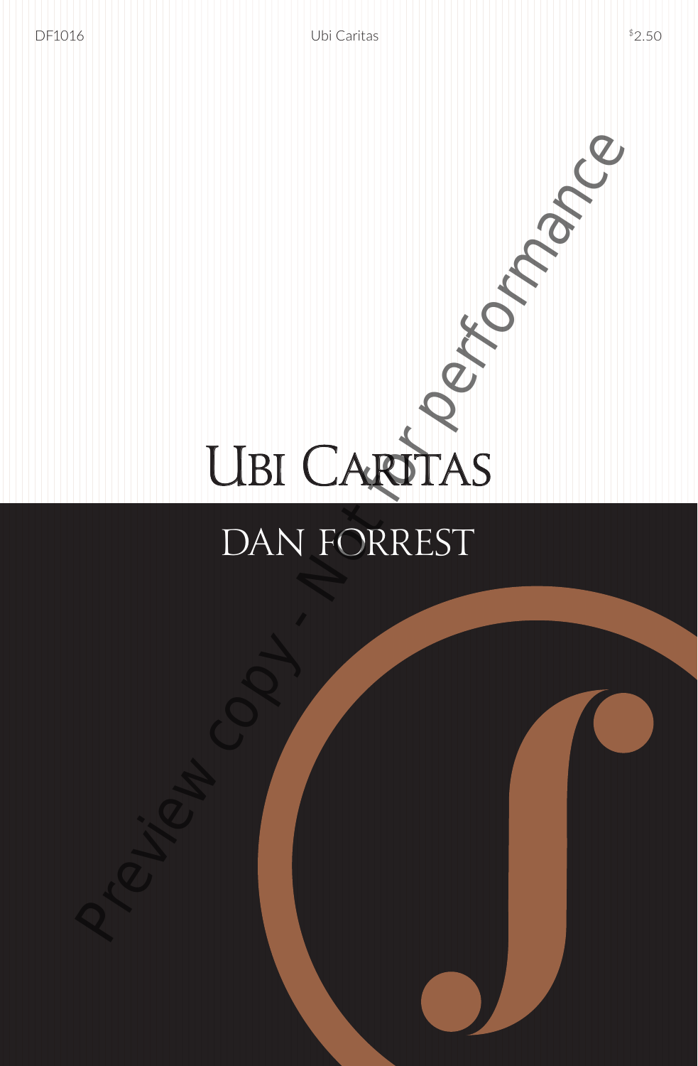DF1016 Ubi Caritas $2.50

# Ubi Caritas

## DAN FORREST

Preview copy - Not for performance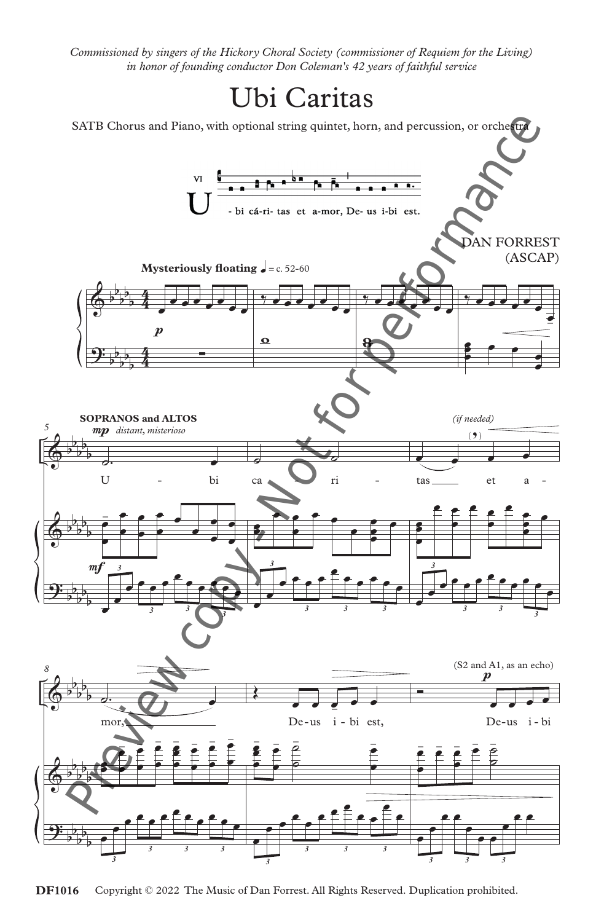*Commissioned by singers of the Hickory Choral Society (commissioner of Requiem for the Living) in honor of founding conductor Don Coleman's 42 years of faithful service*

# Ubi Caritas

SATB Chorus and Piano, with optional string quintet, horn, and percussion, or orchestra

VI

U - bi cá-ri- tas et a-mor, De- us i-bi est.

DAN FORREST
(ASCAP)

**Mysteriously floating** ♩ = c. 52-60

**SOPRANOS and ALTOS** *mp distant, misterioso*

U - bi ca - ri - tas ___ et a - mor, ___ De-us i - bi est,

*(if needed)*

(S2 and A1, as an echo) *p*

De-us i - bi

DF1016 Copyright © 2022 The Music of Dan Forrest. All Rights Reserved. Duplication prohibited.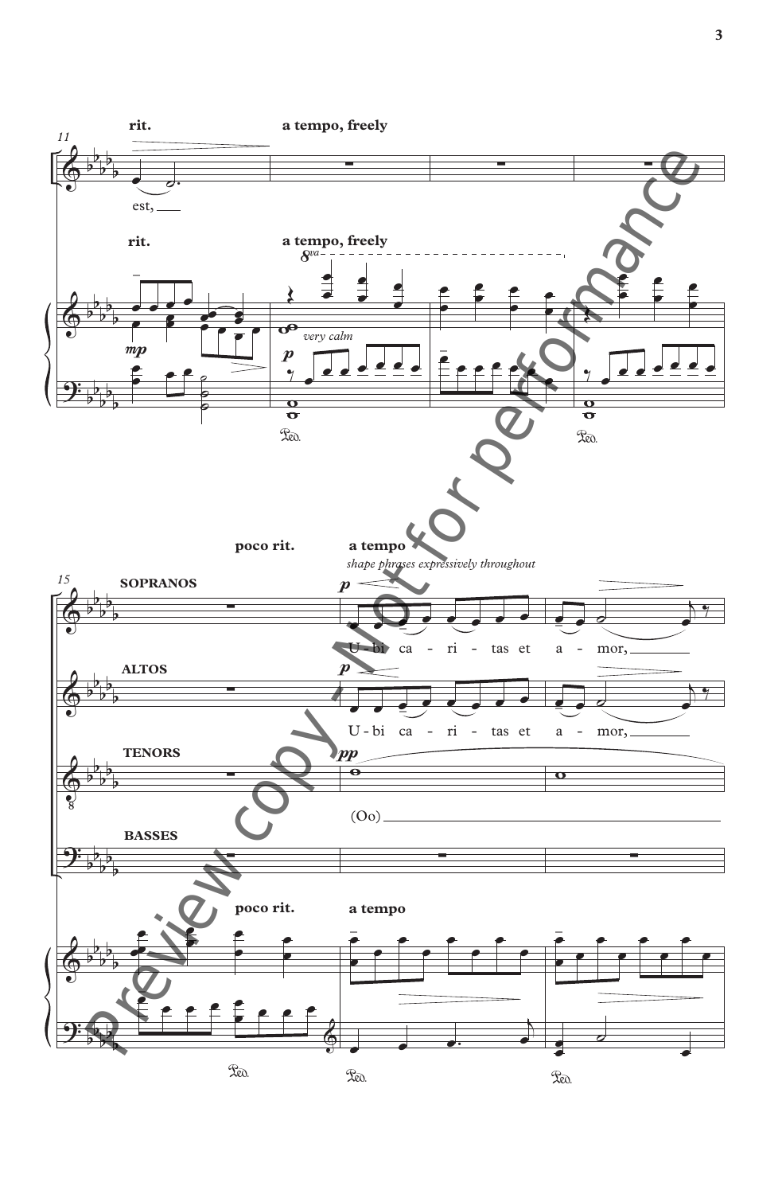rit. a tempo, freely

est,

rit. a tempo, freely

*very calm*

poco rit. a tempo

*shape phrases expressively throughout*

SOPRANOS

U - bi ca - ri - tas et a - mor,

ALTOS

U - bi ca - ri - tas et a - mor,

TENORS

(Oo)

BASSES

poco rit. a tempo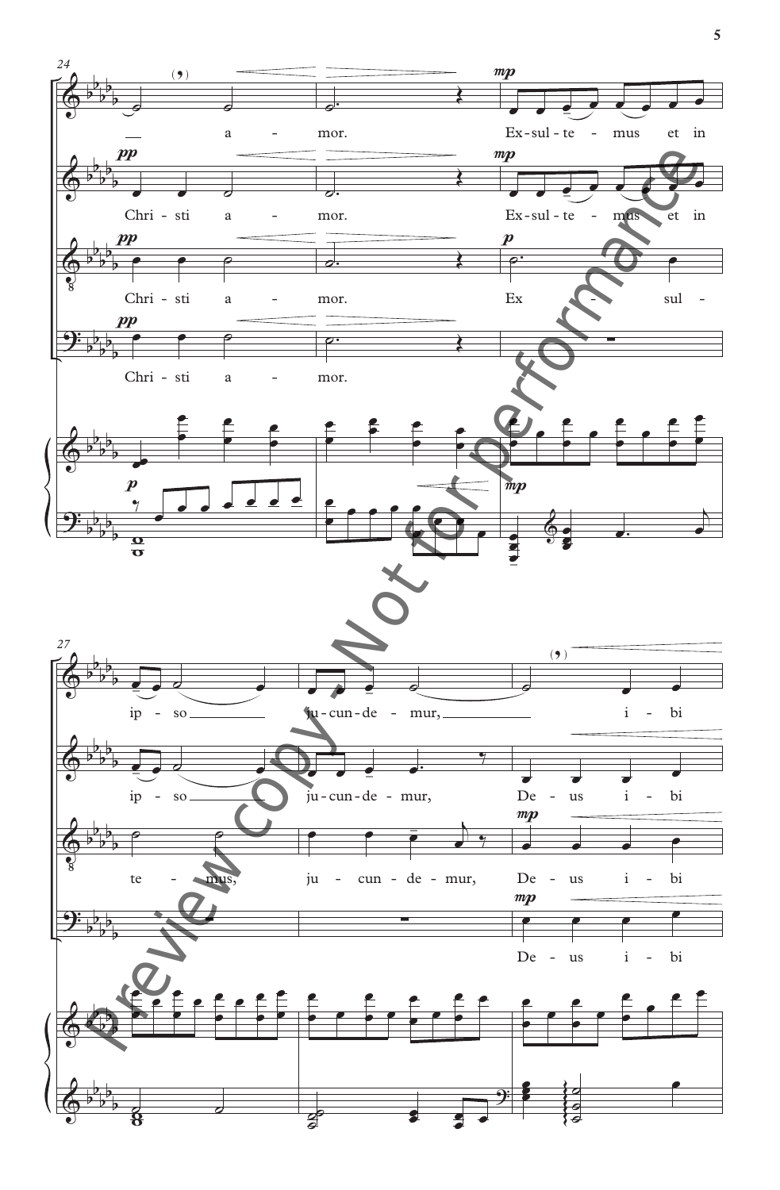24

a - mor. Ex-sul-te - mus et in

Chri - sti a - mor. Ex-sul-te - mus et in

Chri - sti a - mor. Ex - sul -

Chri - sti a - mor.

27

ip - so ju-cun-de - mur, i - bi

ip - so ju-cun-de - mur, De - us i - bi

te - mus, ju - cun - de - mur, De - us i - bi

De - us i - bi

Preview copy. Not for performance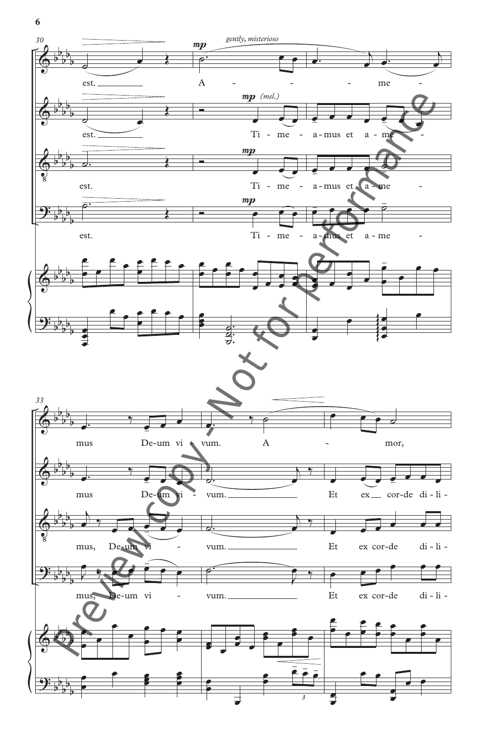30

*mp* *gently, misterioso*

est. A - - - me - mus De-um vi - vum. A - mor,

est. *mp (mel.)* Ti - me - a-mus et a - me - mus De-um vi - vum. Et ex cor-de di-li -

est. *mp* Ti - me - a-mus et a - me - mus, De-um vi - vum. Et ex cor-de di - li -

est. *mp* Ti - me - a-mus et a - me - mus, De-um vi - vum. Et ex cor-de di - li -

33

Preview copy - Not for performance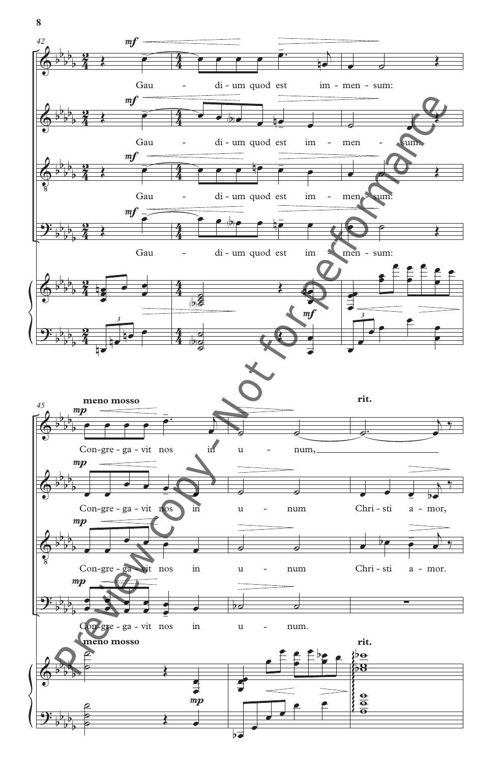42

Gau - di - um quod est im - men - sum:

45

**meno mosso** **rit.**

Con - gre - ga - vit nos in u - num, Chri - sti a - mor.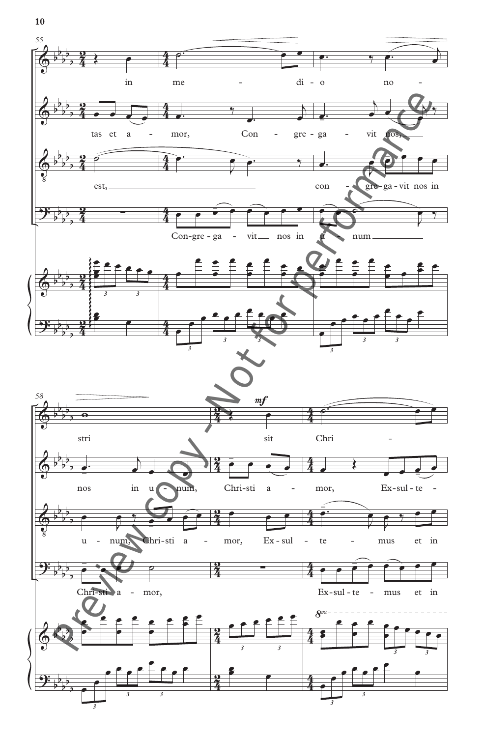55

in me - di - o no -

tas et a - mor, Con - gre - ga - vit nos,

est, con - gre - ga - vit nos in

Con - gre - ga - vit nos in u - num

58

stri sit Chri -

nos in u - num, Chri - sti a - mor, Ex - sul - te -

u - num, Chri - sti a - mor, Ex - sul - te - mus et in

Chri - sti a - mor, Ex - sul - te - mus et in

Preview copy - Not for performance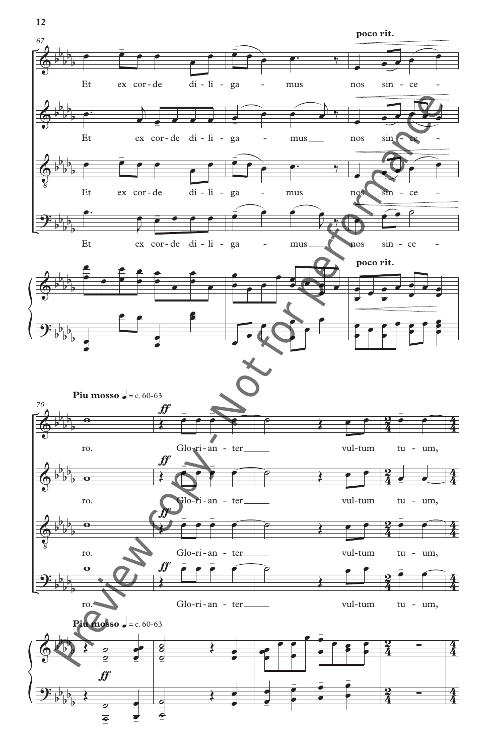67

**poco rit.**

Et ex cor-de di-li-ga - mus nos sin-ce -

Et ex cor-de di-li-ga - mus nos sin-ce -

Et ex cor-de di-li-ga - mus nos sin-ce -

Et ex cor-de di-li-ga - mus nos sin-ce -

**poco rit.**

70

**Piu mosso** ♩ = c. 60-63

***ff***

ro. Glo-ri-an-ter vul-tum tu - um,

ro. Glo-ri-an-ter vul-tum tu - um,

ro. Glo-ri-an-ter vul-tum tu - um,

ro. Glo-ri-an-ter vul-tum tu - um,

**Piu mosso** ♩ = c. 60-63

***ff***

Preview copy - Not for performance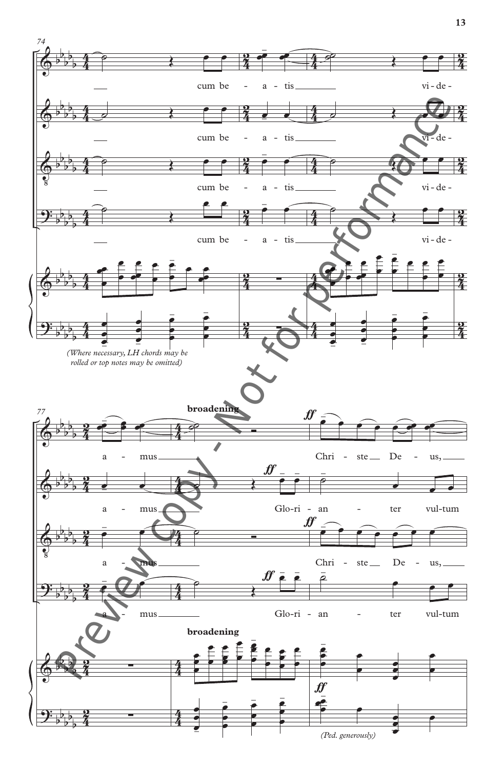74

cum be - a - tis vi - de -

cum be - a - tis vi - de -

cum be - a - tis vi - de -

cum be - a - tis vi - de -

*(Where necessary, LH chords may be rolled or top notes may be omitted)*

77

**broadening**

*ff*

a - mus Chri - ste De - us,

a - mus Glo-ri - an - ter vul-tum

a - mus Chri - ste De - us,

a - mus Glo-ri - an - ter vul-tum

**broadening**

*ff*

*(Ped. generously)*

Preview copy - Not for performance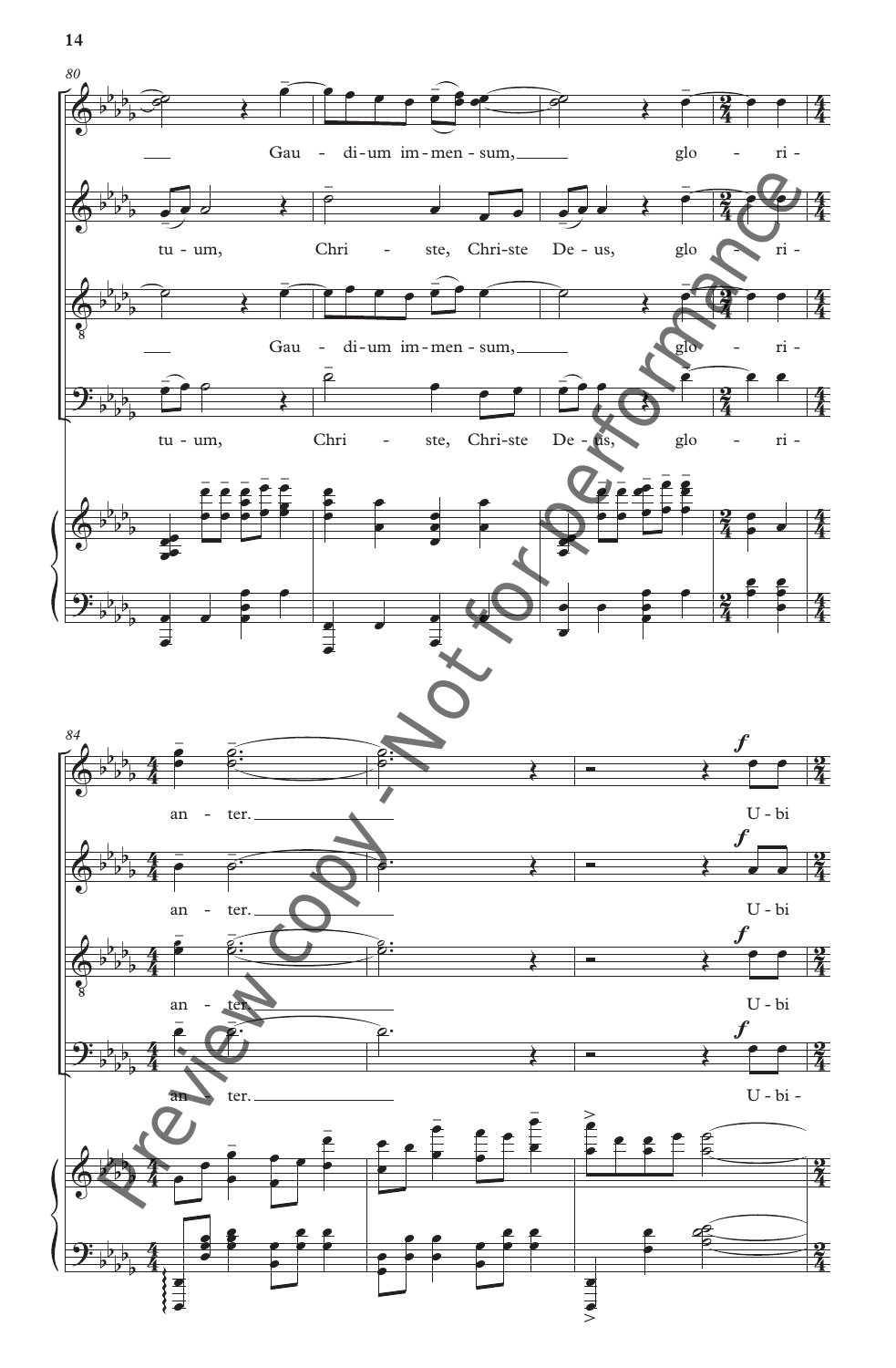80

Gau - di-um im-men-sum, glo - ri-

tu - um, Chri - ste, Chri-ste De - us, glo - ri-

Gau - di-um im-men-sum, glo - ri-

tu - um, Chri - ste, Chri-ste De - us, glo - ri-

84

an - ter. U - bi

an - ter. U - bi

an - ter. U - bi

an - ter. U - bi -

Preview copy - Not for performance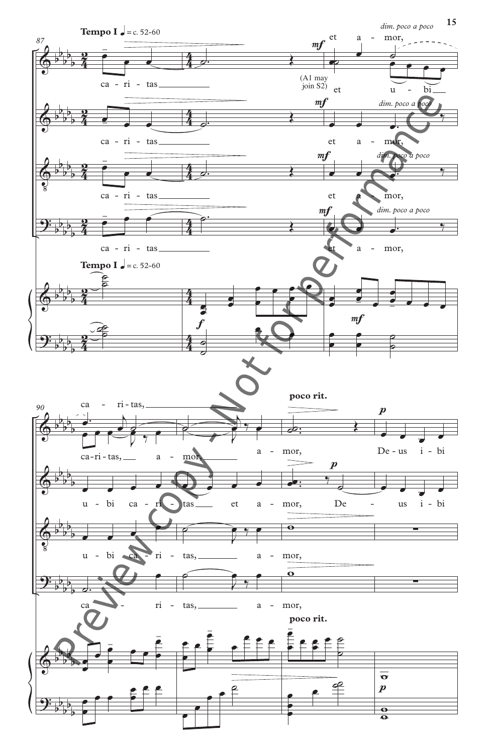**Tempo I** ♩ = c. 52-60

*dim. poco a poco*

*mf*

et a - mor,

ca - ri - tas

(A1 may join S2)

et u - bi

ca - ri - tas

et a - mor,

ca - ri - tas

et a - mor,

ca - ri - tas

et a - mor,

**Tempo I** ♩ = c. 52-60

*f*

*mf*

ca - ri - tas,

ca - ri - tas, a - mor,

**poco rit.**

*p*

a - mor, De - us i - bi

u - bi ca - ri - tas et a - mor, De - us i - bi

u - bi ca - ri - tas, a - mor,

ca - ri - tas, a - mor,

**poco rit.**

*p*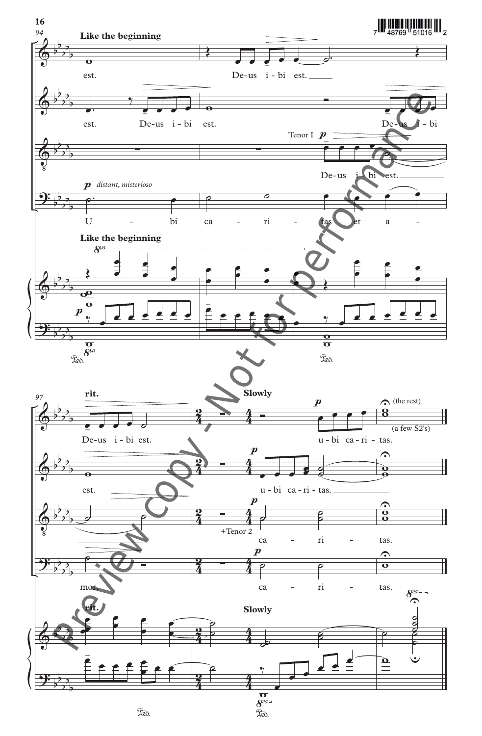94

**Like the beginning**

est. De-us i-bi est.

est. De-us i-bi est. De-us i-bi

Tenor I *p*

De-us i-bi est.

*p* *distant, misterioso*

U - bi ca - ri - tas et a -

**Like the beginning**

97

**rit.** **Slowly**

De-us i-bi est. u-bi ca-ri-tas. (the rest) (a few S2's)

est. u-bi ca-ri-tas.

+Tenor 2 ca - ri - tas.

mor, ca - ri - tas.

**rit.** **Slowly**